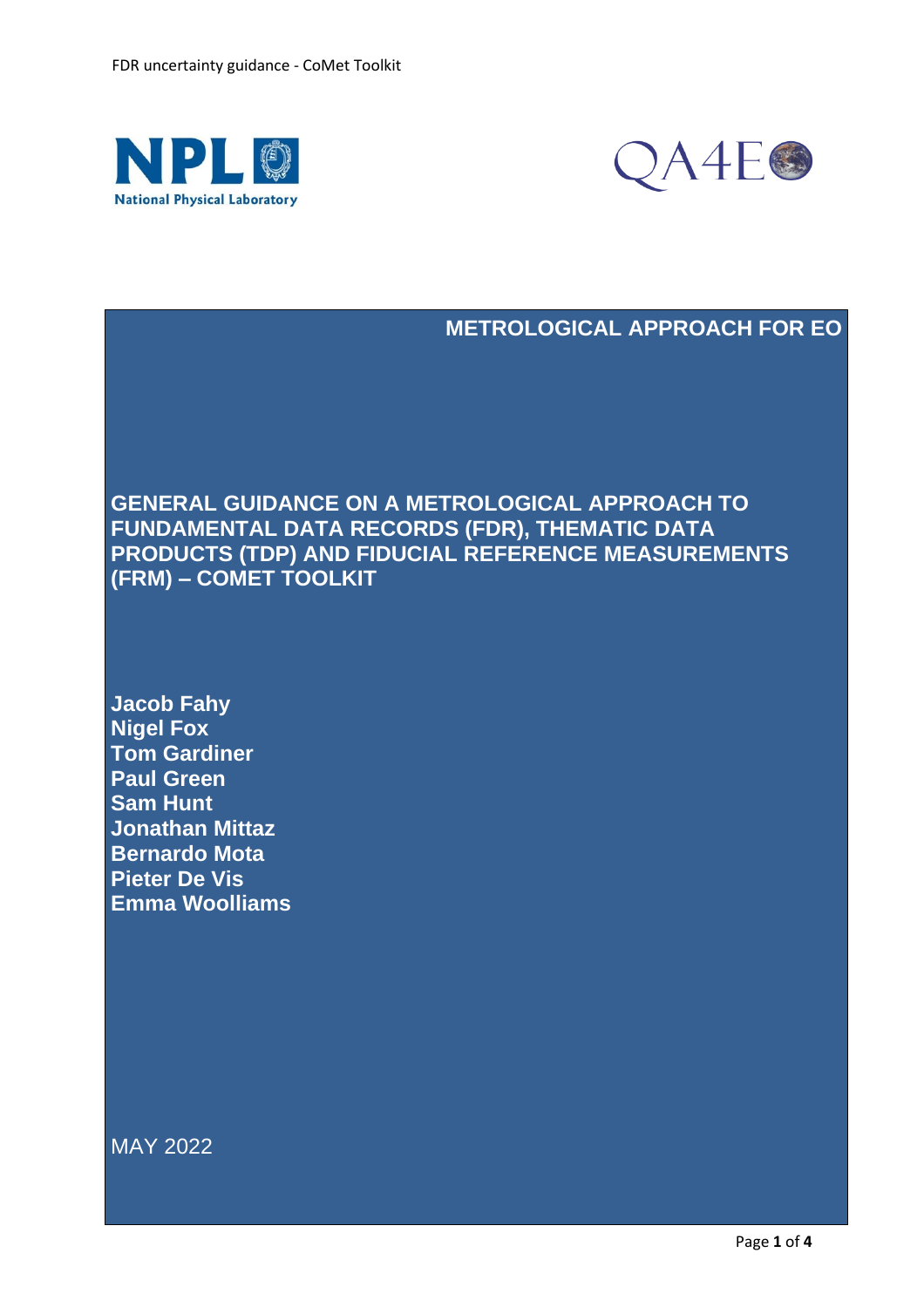METROLOGICAL APPROACH FOR EO

# GENERAL GUIDANCE ON A METROLOGICAL APPROACH TO FUNDAMENTAL DATA RECORDS (FDR), THEMATIC DATA PRODUCTS (TDP) AND FIDUCIAL REFERENCE MEASUREMENTS (FRM) – COMET TOOLKIT

**Jacob Fahy**
**Nigel Fox**
**Tom Gardiner**
**Paul Green**
**Sam Hunt**
**Jonathan Mittaz**
**Bernardo Mota**
**Pieter De Vis**
**Emma Woolliams**

MAY 2022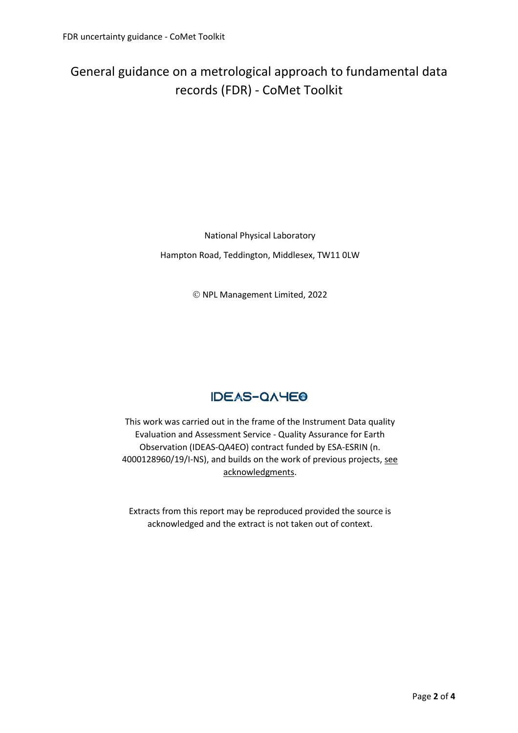# General guidance on a metrological approach to fundamental data records (FDR) - CoMet Toolkit

National Physical Laboratory

Hampton Road, Teddington, Middlesex, TW11 0LW

© NPL Management Limited, 2022

IDEAS-QA4EO

This work was carried out in the frame of the Instrument Data quality Evaluation and Assessment Service - Quality Assurance for Earth Observation (IDEAS-QA4EO) contract funded by ESA-ESRIN (n. 4000128960/19/I-NS), and builds on the work of previous projects, see acknowledgments.

Extracts from this report may be reproduced provided the source is acknowledged and the extract is not taken out of context.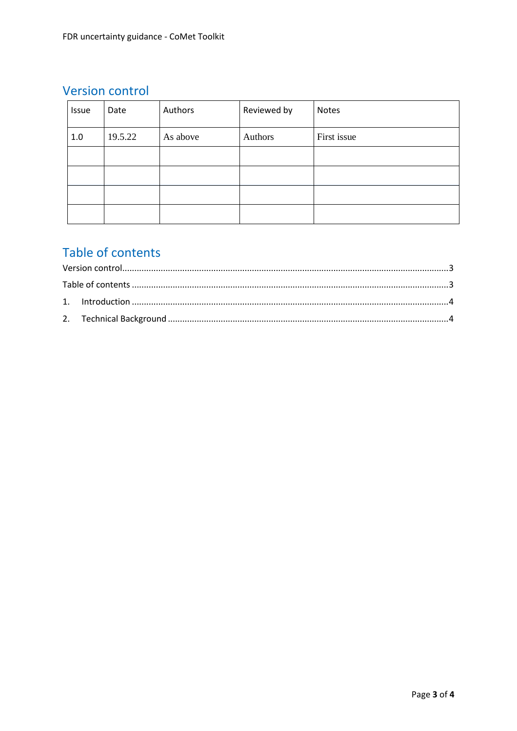## Version control

| Issue | Date | Authors | Reviewed by | Notes |
| --- | --- | --- | --- | --- |
| 1.0 | 19.5.22 | As above | Authors | First issue |
| | | | | |
| | | | | |
| | | | | |
| | | | | |

## Table of contents

Version control.....3

Table of contents.....3

1. Introduction.....4

2. Technical Background.....4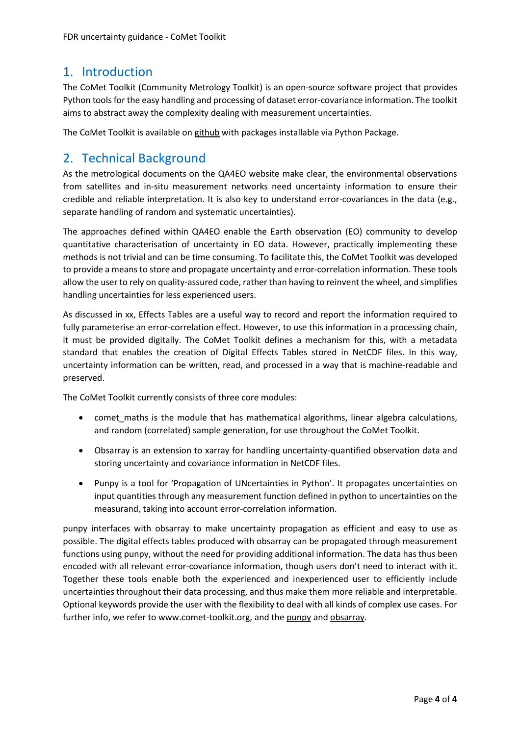## 1. Introduction

The CoMet Toolkit (Community Metrology Toolkit) is an open-source software project that provides Python tools for the easy handling and processing of dataset error-covariance information. The toolkit aims to abstract away the complexity dealing with measurement uncertainties.

The CoMet Toolkit is available on github with packages installable via Python Package.

## 2. Technical Background

As the metrological documents on the QA4EO website make clear, the environmental observations from satellites and in-situ measurement networks need uncertainty information to ensure their credible and reliable interpretation. It is also key to understand error-covariances in the data (e.g., separate handling of random and systematic uncertainties).

The approaches defined within QA4EO enable the Earth observation (EO) community to develop quantitative characterisation of uncertainty in EO data. However, practically implementing these methods is not trivial and can be time consuming. To facilitate this, the CoMet Toolkit was developed to provide a means to store and propagate uncertainty and error-correlation information. These tools allow the user to rely on quality-assured code, rather than having to reinvent the wheel, and simplifies handling uncertainties for less experienced users.

As discussed in xx, Effects Tables are a useful way to record and report the information required to fully parameterise an error-correlation effect. However, to use this information in a processing chain, it must be provided digitally. The CoMet Toolkit defines a mechanism for this, with a metadata standard that enables the creation of Digital Effects Tables stored in NetCDF files. In this way, uncertainty information can be written, read, and processed in a way that is machine-readable and preserved.

The CoMet Toolkit currently consists of three core modules:

- comet_maths is the module that has mathematical algorithms, linear algebra calculations, and random (correlated) sample generation, for use throughout the CoMet Toolkit.
- Obsarray is an extension to xarray for handling uncertainty-quantified observation data and storing uncertainty and covariance information in NetCDF files.
- Punpy is a tool for 'Propagation of UNcertainties in Python'. It propagates uncertainties on input quantities through any measurement function defined in python to uncertainties on the measurand, taking into account error-correlation information.

punpy interfaces with obsarray to make uncertainty propagation as efficient and easy to use as possible. The digital effects tables produced with obsarray can be propagated through measurement functions using punpy, without the need for providing additional information. The data has thus been encoded with all relevant error-covariance information, though users don't need to interact with it. Together these tools enable both the experienced and inexperienced user to efficiently include uncertainties throughout their data processing, and thus make them more reliable and interpretable. Optional keywords provide the user with the flexibility to deal with all kinds of complex use cases. For further info, we refer to www.comet-toolkit.org, and the punpy and obsarray.